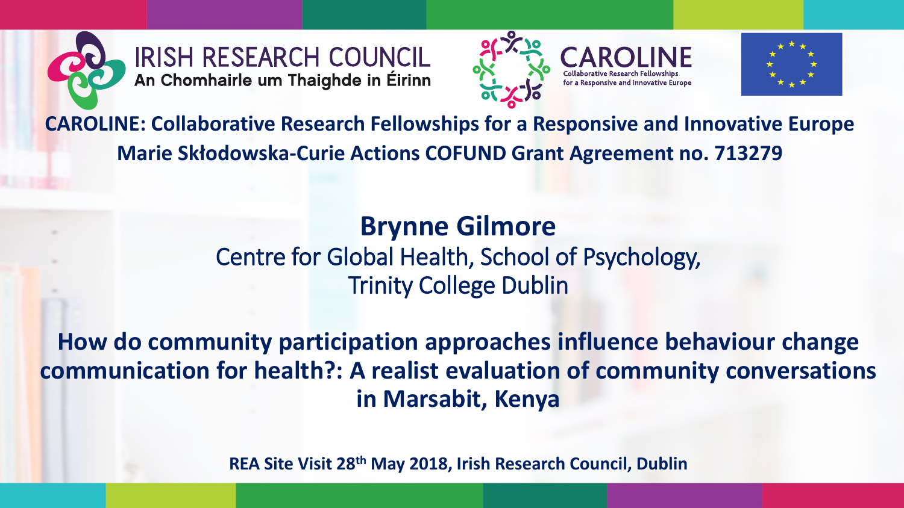IRISH RESEARCH COUNCIL
An Chomhairle um Thaighde in Éirinn

CAROLINE
Collaborative Research Fellowships for a Responsive and Innovative Europe

**CAROLINE: Collaborative Research Fellowships for a Responsive and Innovative Europe**
**Marie Skłodowska-Curie Actions COFUND Grant Agreement no. 713279**

## Brynne Gilmore

Centre for Global Health, School of Psychology,
Trinity College Dublin

# How do community participation approaches influence behaviour change communication for health?: A realist evaluation of community conversations in Marsabit, Kenya

**REA Site Visit 28th May 2018, Irish Research Council, Dublin**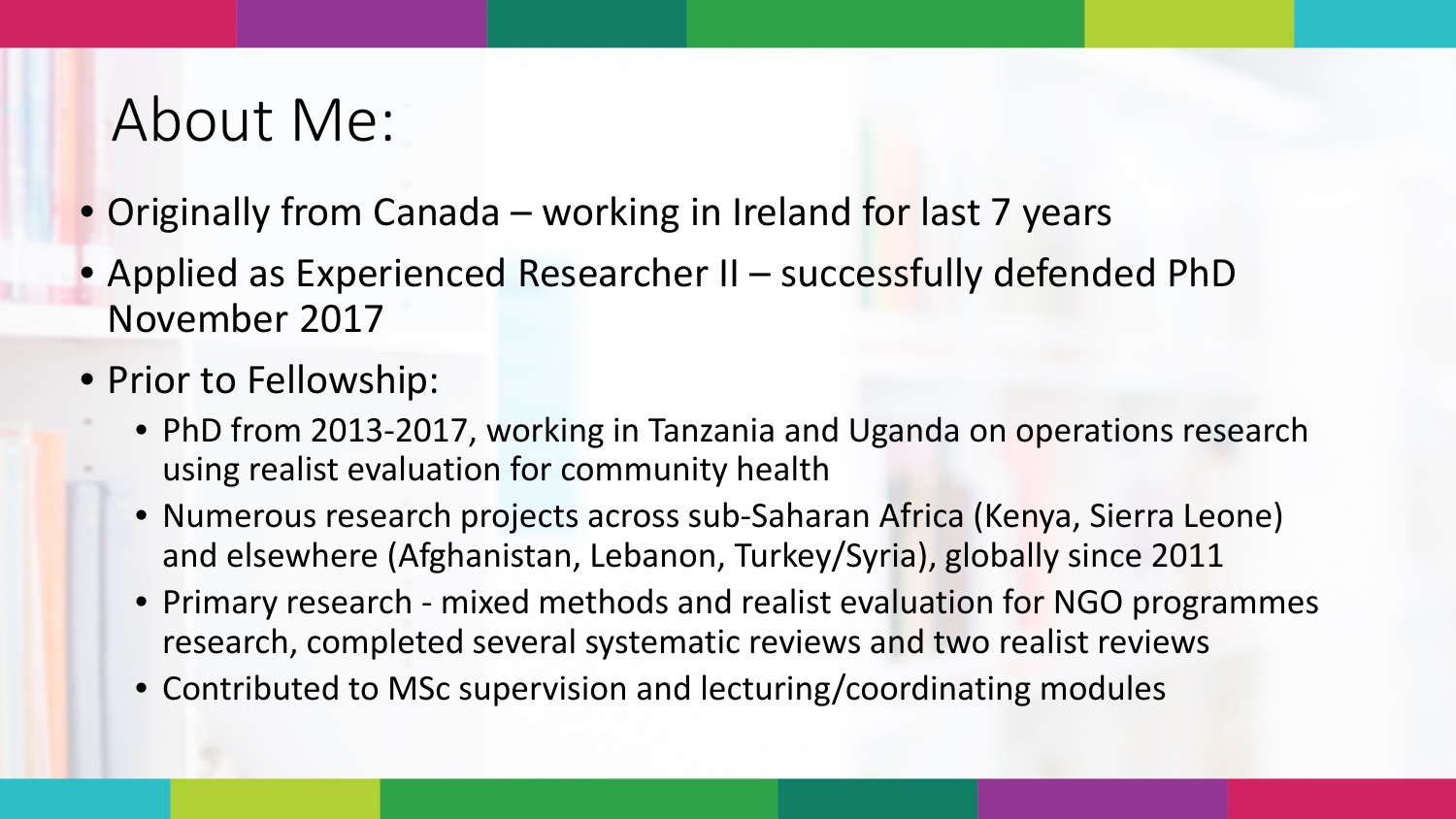# About Me:

- Originally from Canada – working in Ireland for last 7 years
- Applied as Experienced Researcher II – successfully defended PhD November 2017
- Prior to Fellowship:
  - PhD from 2013-2017, working in Tanzania and Uganda on operations research using realist evaluation for community health
  - Numerous research projects across sub-Saharan Africa (Kenya, Sierra Leone) and elsewhere (Afghanistan, Lebanon, Turkey/Syria), globally since 2011
  - Primary research - mixed methods and realist evaluation for NGO programmes research, completed several systematic reviews and two realist reviews
  - Contributed to MSc supervision and lecturing/coordinating modules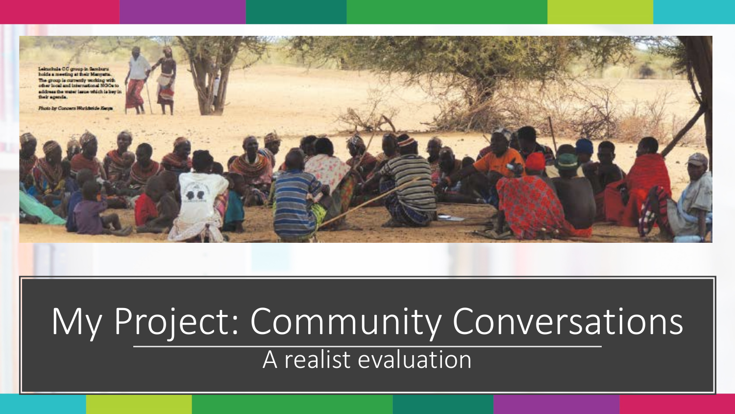Lekuchula CC group in Samburu holds a meeting at their Manyatta. The group is currently working with other local and international NGOs to address the water issue which is key in their agenda.

Photo by Concern Worldwide Kenya

# My Project: Community Conversations

## A realist evaluation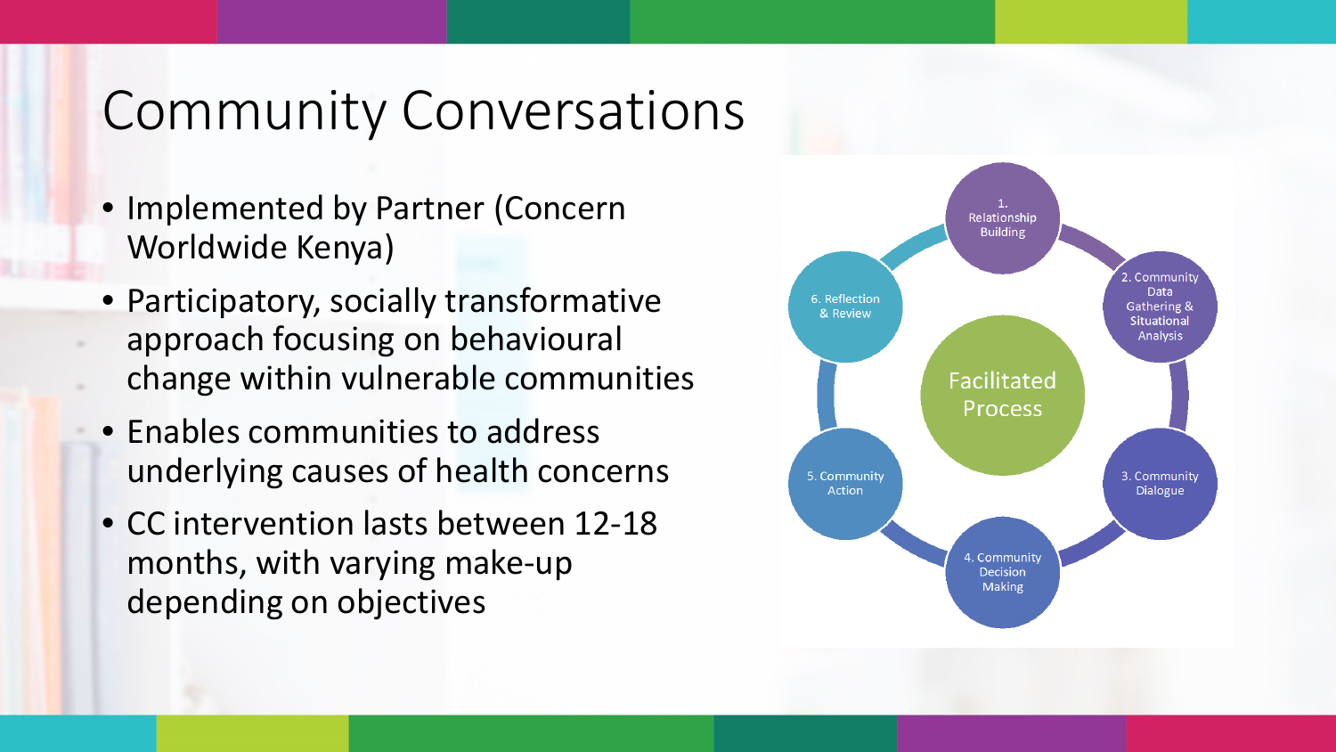# Community Conversations

- Implemented by Partner (Concern Worldwide Kenya)
- Participatory, socially transformative approach focusing on behavioural change within vulnerable communities
- Enables communities to address underlying causes of health concerns
- CC intervention lasts between 12-18 months, with varying make-up depending on objectives

Facilitated Process

1. Relationship Building
2. Community Data Gathering & Situational Analysis
3. Community Dialogue
4. Community Decision Making
5. Community Action
6. Reflection & Review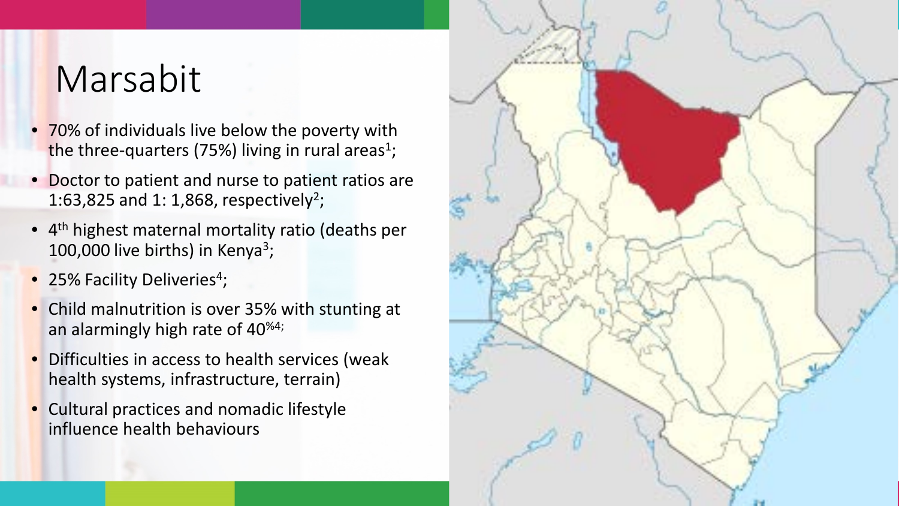# Marsabit

- 70% of individuals live below the poverty with the three-quarters (75%) living in rural areas[1];
- Doctor to patient and nurse to patient ratios are 1:63,825 and 1: 1,868, respectively[2];
- 4th highest maternal mortality ratio (deaths per 100,000 live births) in Kenya[3];
- 25% Facility Deliveries[4];
- Child malnutrition is over 35% with stunting at an alarmingly high rate of 40%[4];
- Difficulties in access to health services (weak health systems, infrastructure, terrain)
- Cultural practices and nomadic lifestyle influence health behaviours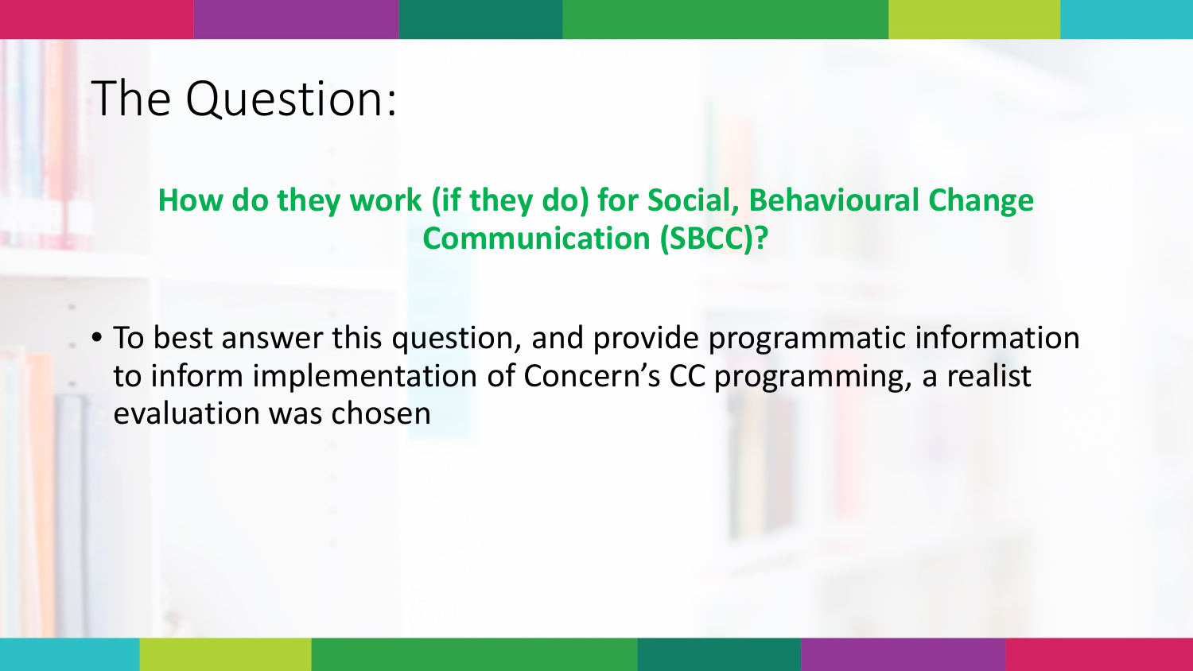# The Question:

**How do they work (if they do) for Social, Behavioural Change Communication (SBCC)?**

- To best answer this question, and provide programmatic information to inform implementation of Concern's CC programming, a realist evaluation was chosen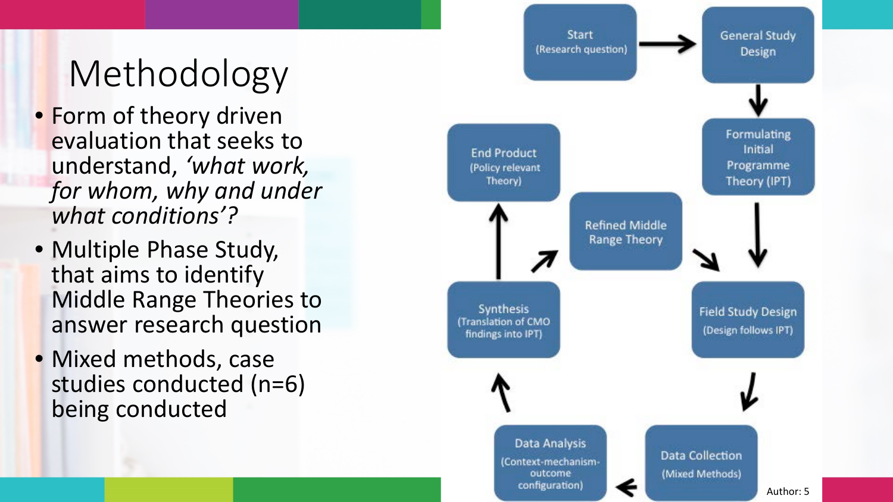# Methodology

- Form of theory driven evaluation that seeks to understand, *'what work, for whom, why and under what conditions'?*
- Multiple Phase Study, that aims to identify Middle Range Theories to answer research question
- Mixed methods, case studies conducted (n=6) being conducted

Start (Research question) → General Study Design → Formulating Initial Programme Theory (IPT) → Field Study Design (Design follows IPT) → Data Collection (Mixed Methods) → Data Analysis (Context-mechanism-outcome configuration) → Synthesis (Translation of CMO findings into IPT) → End Product (Policy relevant Theory)

Synthesis (Translation of CMO findings into IPT) → Refined Middle Range Theory → Field Study Design (Design follows IPT)

Author: 5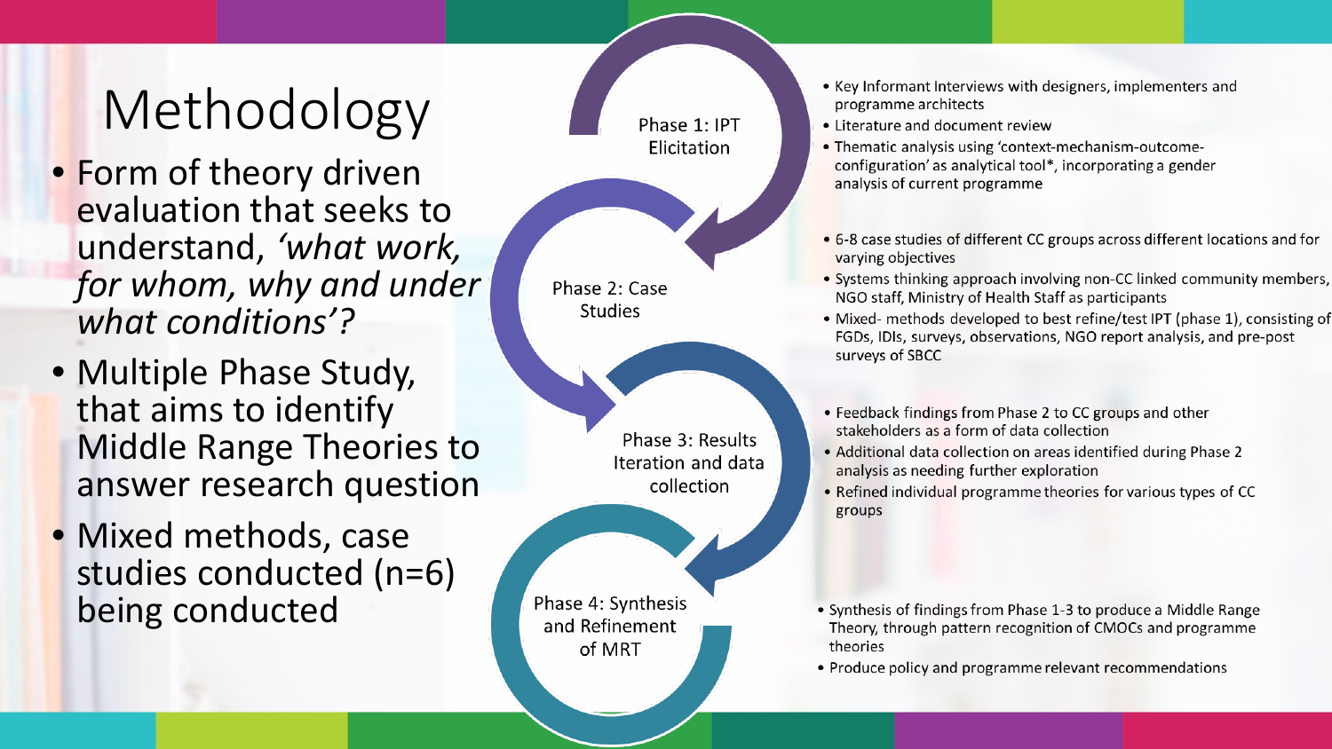# Methodology

- Form of theory driven evaluation that seeks to understand, *'what work, for whom, why and under what conditions'?*
- Multiple Phase Study, that aims to identify Middle Range Theories to answer research question
- Mixed methods, case studies conducted (n=6) being conducted

## Phase 1: IPT Elicitation

- Key Informant Interviews with designers, implementers and programme architects
- Literature and document review
- Thematic analysis using 'context-mechanism-outcome-configuration' as analytical tool*, incorporating a gender analysis of current programme

## Phase 2: Case Studies

- 6-8 case studies of different CC groups across different locations and for varying objectives
- Systems thinking approach involving non-CC linked community members, NGO staff, Ministry of Health Staff as participants
- Mixed- methods developed to best refine/test IPT (phase 1), consisting of FGDs, IDIs, surveys, observations, NGO report analysis, and pre-post surveys of SBCC

## Phase 3: Results Iteration and data collection

- Feedback findings from Phase 2 to CC groups and other stakeholders as a form of data collection
- Additional data collection on areas identified during Phase 2 analysis as needing further exploration
- Refined individual programme theories for various types of CC groups

## Phase 4: Synthesis and Refinement of MRT

- Synthesis of findings from Phase 1-3 to produce a Middle Range Theory, through pattern recognition of CMOCs and programme theories
- Produce policy and programme relevant recommendations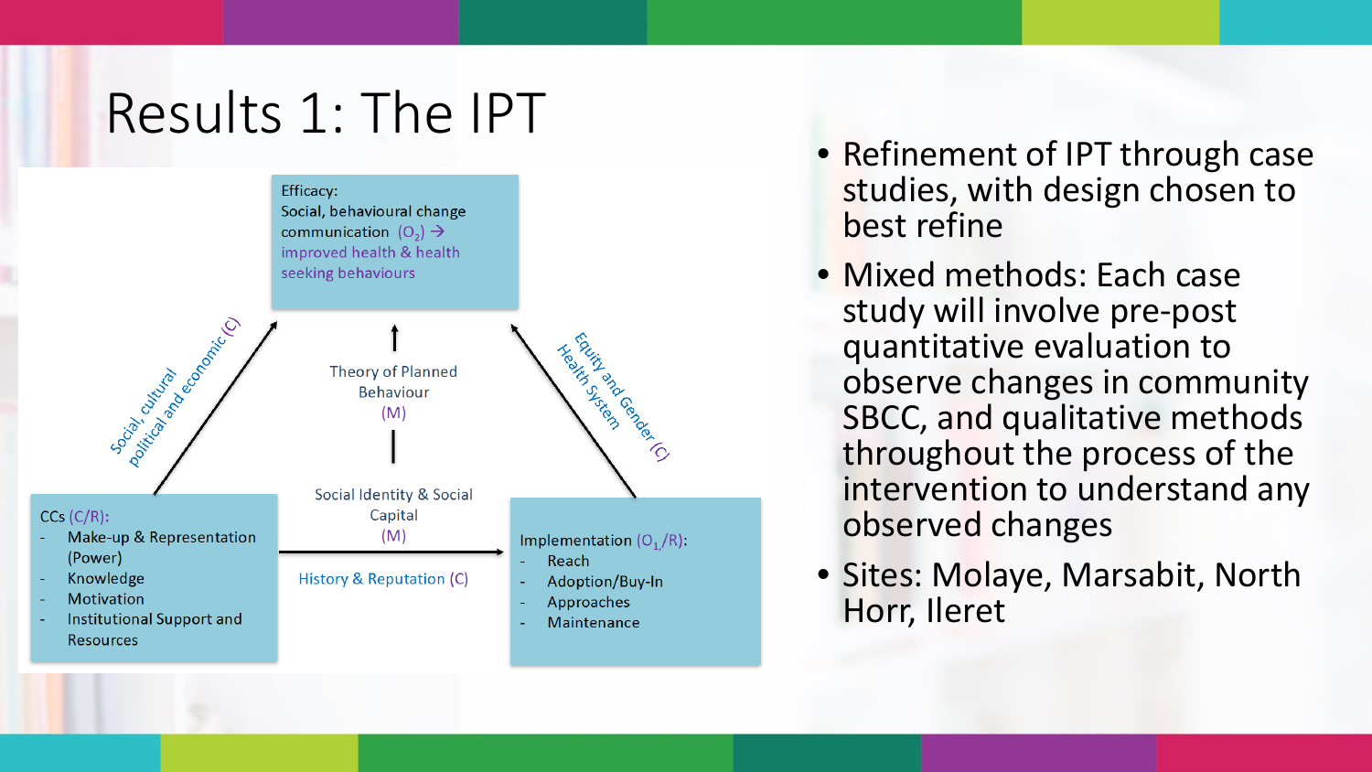# Results 1: The IPT

**Efficacy:**
Social, behavioural change communication ($O_2$) → improved health & health seeking behaviours

Theory of Planned Behaviour (M)

Social, cultural political and economic (C)

Equity and Gender (C)
Health System

**CCs (C/R):**
- Make-up & Representation (Power)
- Knowledge
- Motivation
- Institutional Support and Resources

Social Identity & Social Capital (M)

History & Reputation (C)

**Implementation ($O_1$/R):**
- Reach
- Adoption/Buy-In
- Approaches
- Maintenance

- Refinement of IPT through case studies, with design chosen to best refine
- Mixed methods: Each case study will involve pre-post quantitative evaluation to observe changes in community SBCC, and qualitative methods throughout the process of the intervention to understand any observed changes
- Sites: Molaye, Marsabit, North Horr, Ileret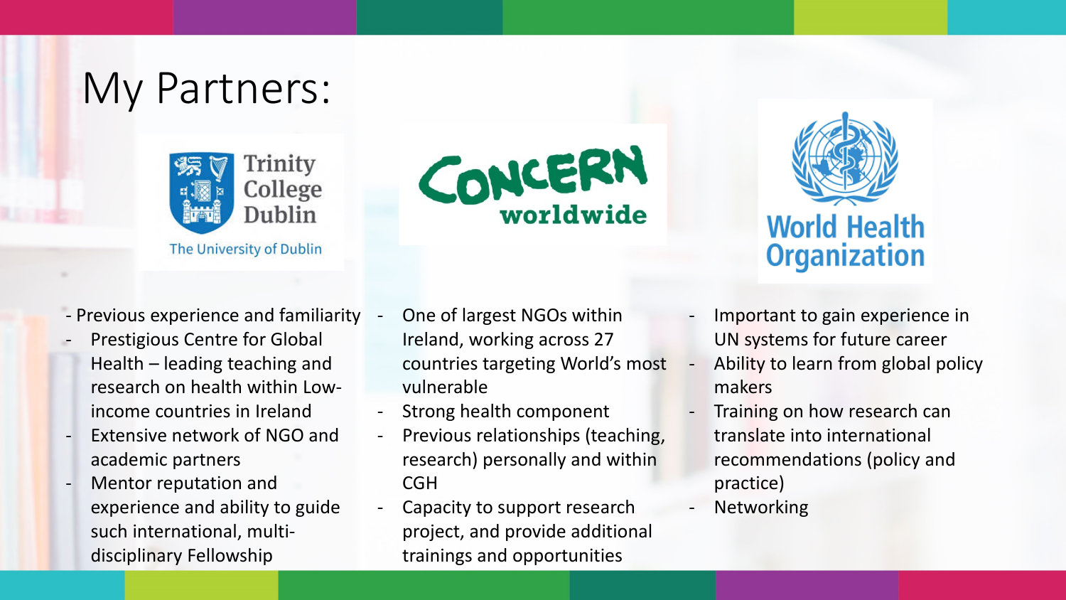# My Partners:

Trinity College Dublin
The University of Dublin

- Previous experience and familiarity
- Prestigious Centre for Global Health – leading teaching and research on health within Low-income countries in Ireland
- Extensive network of NGO and academic partners
- Mentor reputation and experience and ability to guide such international, multi-disciplinary Fellowship

CONCERN worldwide

- One of largest NGOs within Ireland, working across 27 countries targeting World's most vulnerable
- Strong health component
- Previous relationships (teaching, research) personally and within CGH
- Capacity to support research project, and provide additional trainings and opportunities

World Health Organization

- Important to gain experience in UN systems for future career
- Ability to learn from global policy makers
- Training on how research can translate into international recommendations (policy and practice)
- Networking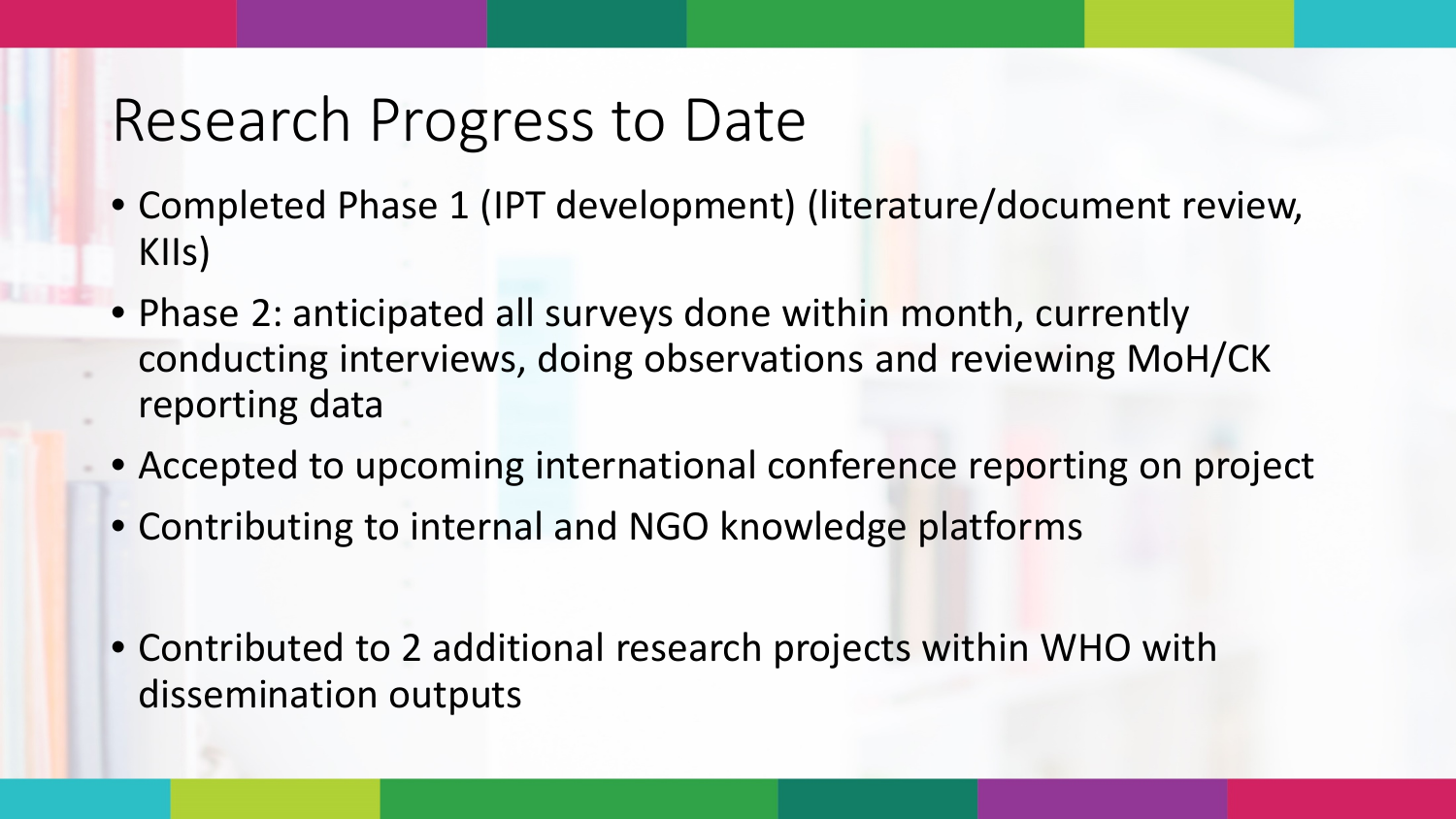# Research Progress to Date

- Completed Phase 1 (IPT development) (literature/document review, KIIs)
- Phase 2: anticipated all surveys done within month, currently conducting interviews, doing observations and reviewing MoH/CK reporting data
- Accepted to upcoming international conference reporting on project
- Contributing to internal and NGO knowledge platforms

- Contributed to 2 additional research projects within WHO with dissemination outputs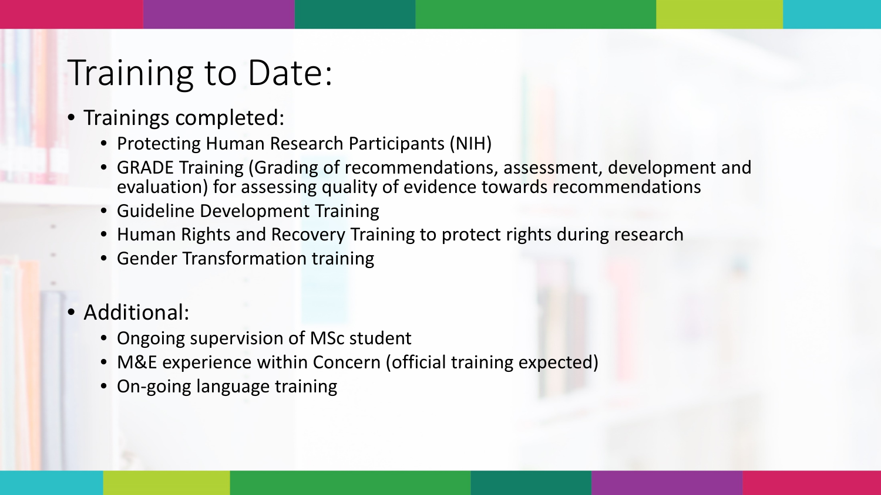# Training to Date:

- Trainings completed:
  - Protecting Human Research Participants (NIH)
  - GRADE Training (Grading of recommendations, assessment, development and evaluation) for assessing quality of evidence towards recommendations
  - Guideline Development Training
  - Human Rights and Recovery Training to protect rights during research
  - Gender Transformation training

- Additional:
  - Ongoing supervision of MSc student
  - M&E experience within Concern (official training expected)
  - On-going language training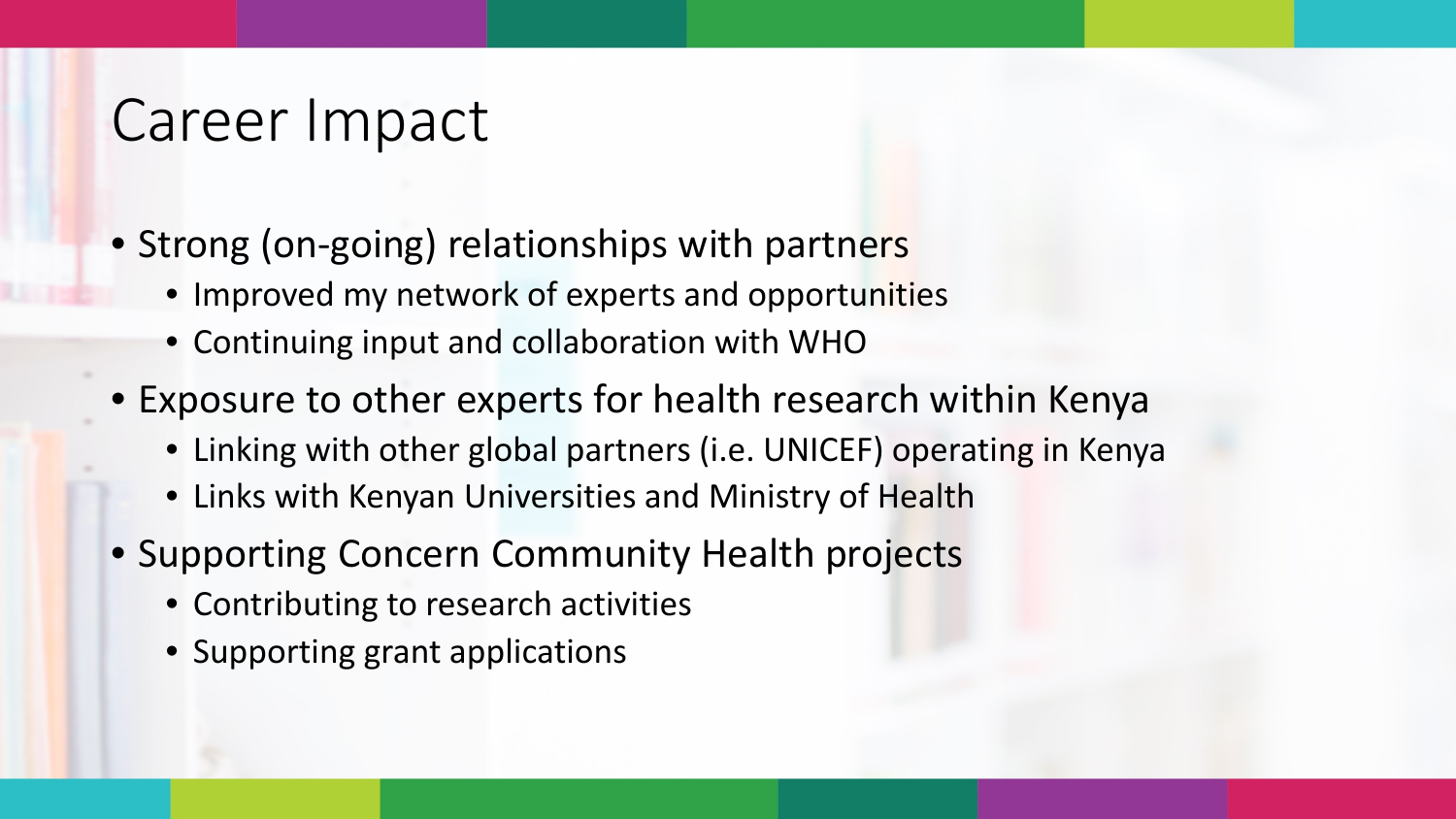# Career Impact

- Strong (on-going) relationships with partners
  - Improved my network of experts and opportunities
  - Continuing input and collaboration with WHO
- Exposure to other experts for health research within Kenya
  - Linking with other global partners (i.e. UNICEF) operating in Kenya
  - Links with Kenyan Universities and Ministry of Health
- Supporting Concern Community Health projects
  - Contributing to research activities
  - Supporting grant applications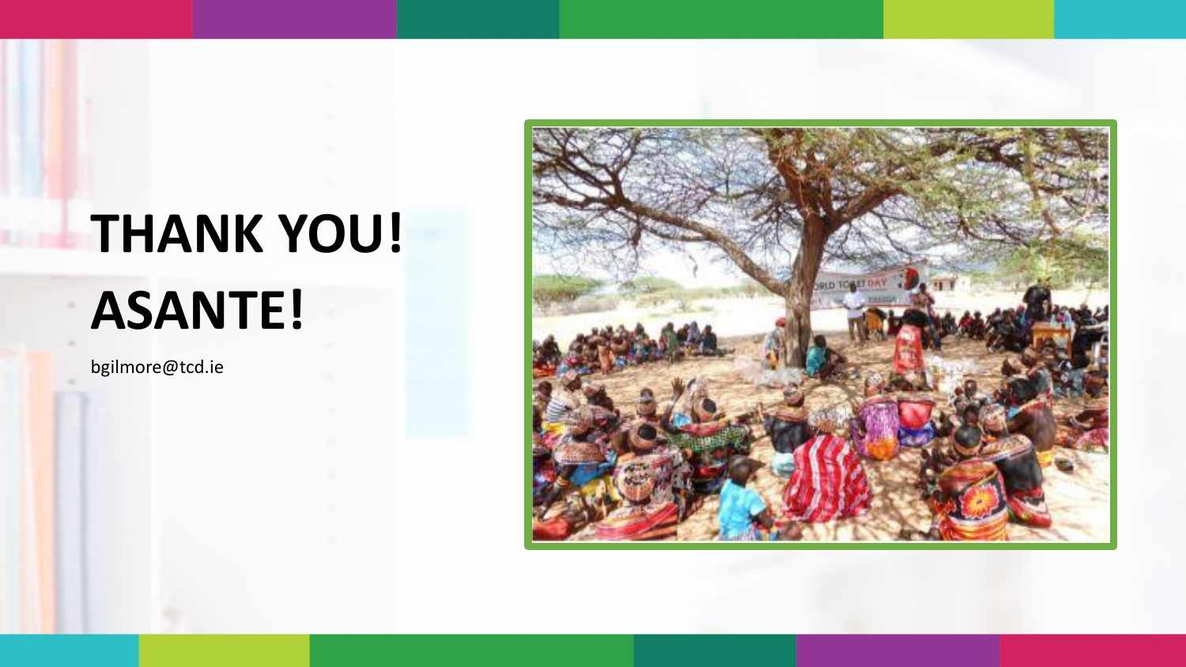# THANK YOU!

# ASANTE!

bgilmore@tcd.ie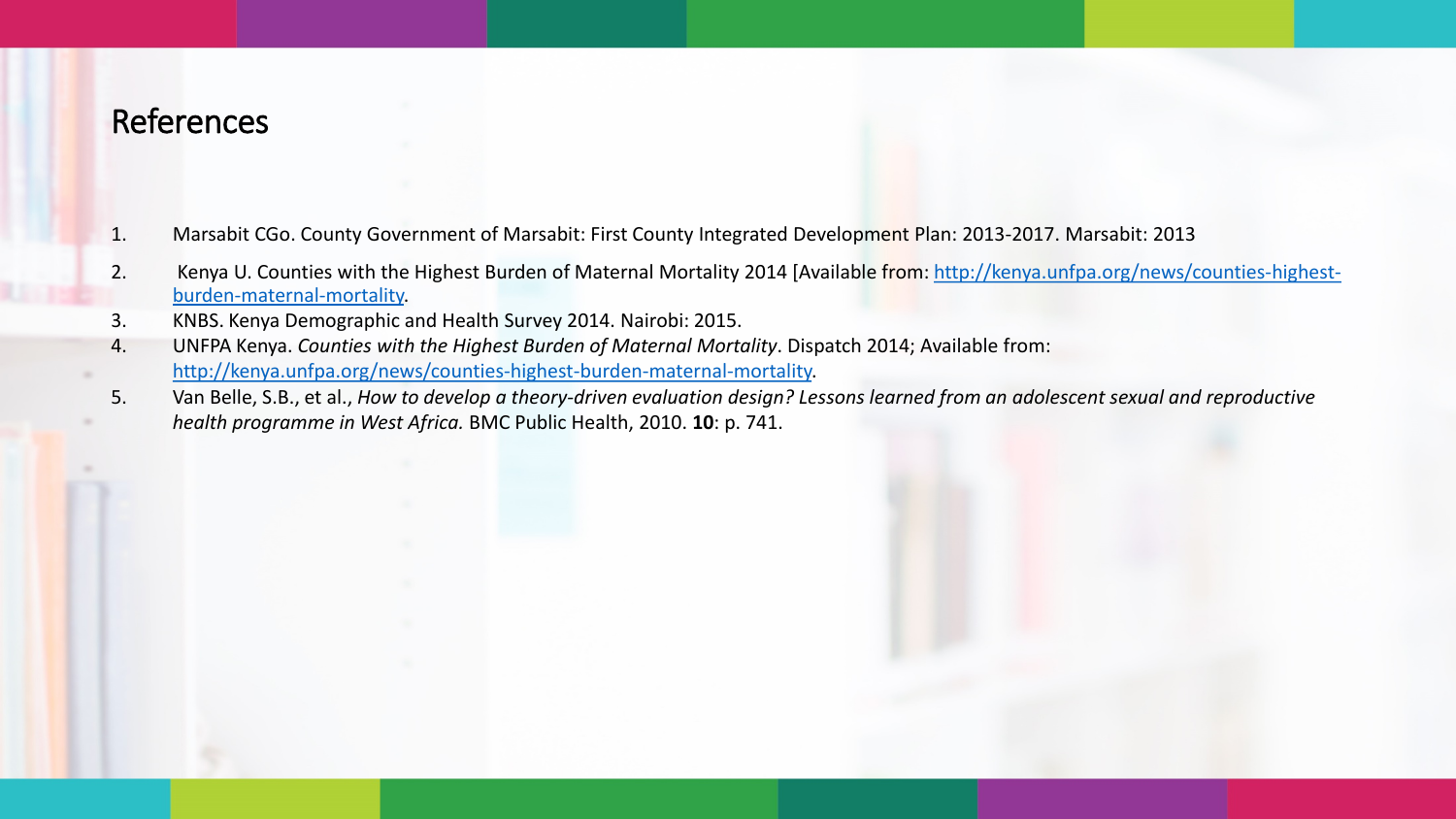# References

1. Marsabit CGo. County Government of Marsabit: First County Integrated Development Plan: 2013-2017. Marsabit: 2013
2. Kenya U. Counties with the Highest Burden of Maternal Mortality 2014 [Available from: http://kenya.unfpa.org/news/counties-highest-burden-maternal-mortality.
3. KNBS. Kenya Demographic and Health Survey 2014. Nairobi: 2015.
4. UNFPA Kenya. *Counties with the Highest Burden of Maternal Mortality*. Dispatch 2014; Available from: http://kenya.unfpa.org/news/counties-highest-burden-maternal-mortality.
5. Van Belle, S.B., et al., *How to develop a theory-driven evaluation design? Lessons learned from an adolescent sexual and reproductive health programme in West Africa.* BMC Public Health, 2010. **10**: p. 741.